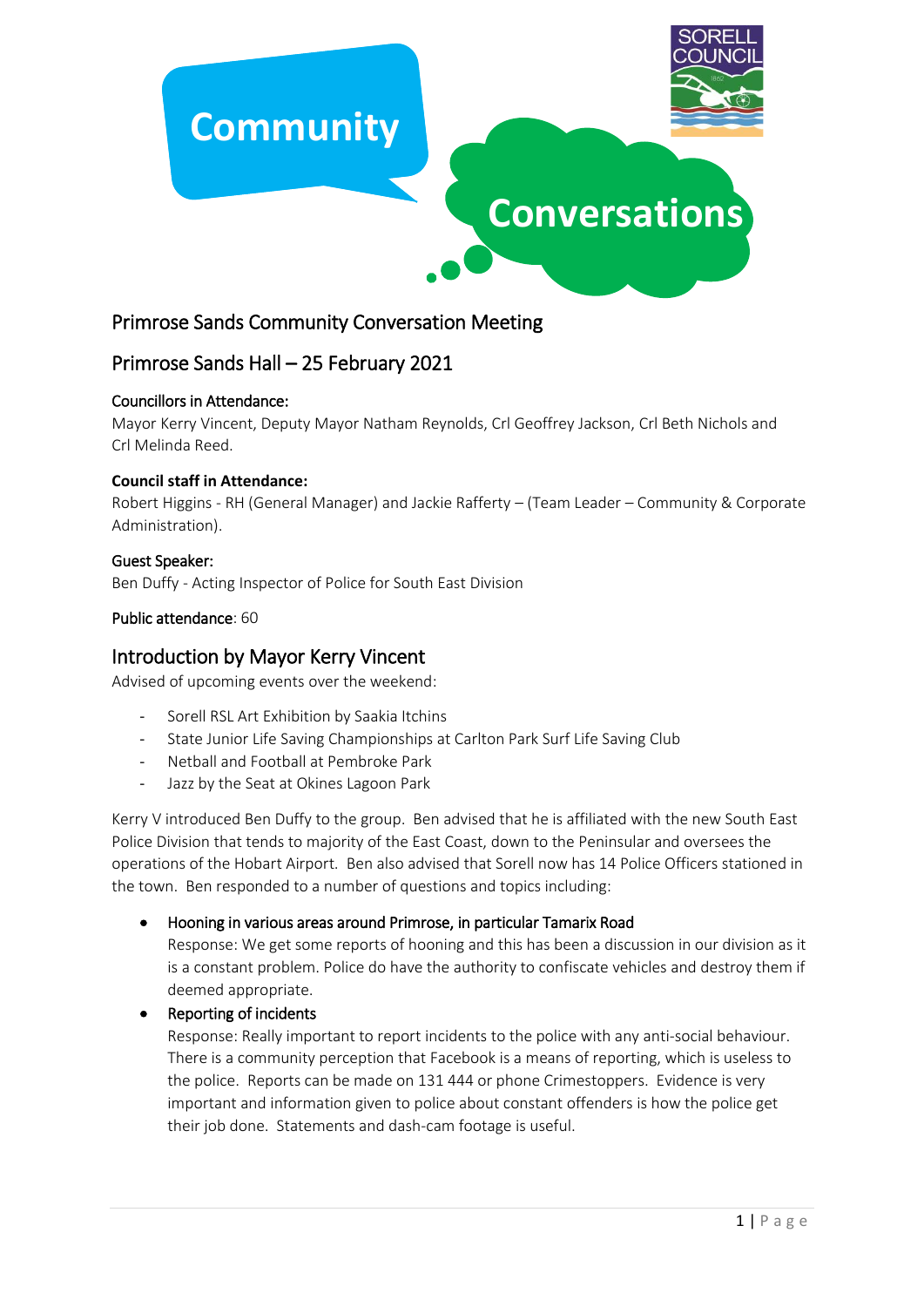Community Conversations

## Primrose Sands Community Conversation Meeting

## Primrose Sands Hall – 25 February 2021

### Councillors in Attendance:

Mayor Kerry Vincent, Deputy Mayor Natham Reynolds, Crl Geoffrey Jackson, Crl Beth Nichols and Crl Melinda Reed.

**Council staff in Attendance:**

Robert Higgins - RH (General Manager) and Jackie Rafferty – (Team Leader – Community & Corporate Administration).

### Guest Speaker:

Ben Duffy - Acting Inspector of Police for South East Division

Public attendance: 60

## Introduction by Mayor Kerry Vincent

Advised of upcoming events over the weekend:

- Sorell RSL Art Exhibition by Saakia Itchins
- State Junior Life Saving Championships at Carlton Park Surf Life Saving Club
- Netball and Football at Pembroke Park
- Jazz by the Seat at Okines Lagoon Park

Kerry V introduced Ben Duffy to the group. Ben advised that he is affiliated with the new South East Police Division that tends to majority of the East Coast, down to the Peninsular and oversees the operations of the Hobart Airport. Ben also advised that Sorell now has 14 Police Officers stationed in the town. Ben responded to a number of questions and topics including:

- Hooning in various areas around Primrose, in particular Tamarix Road
  
  Response: We get some reports of hooning and this has been a discussion in our division as it is a constant problem. Police do have the authority to confiscate vehicles and destroy them if deemed appropriate.
- Reporting of incidents
  
  Response: Really important to report incidents to the police with any anti-social behaviour. There is a community perception that Facebook is a means of reporting, which is useless to the police. Reports can be made on 131 444 or phone Crimestoppers. Evidence is very important and information given to police about constant offenders is how the police get their job done. Statements and dash-cam footage is useful.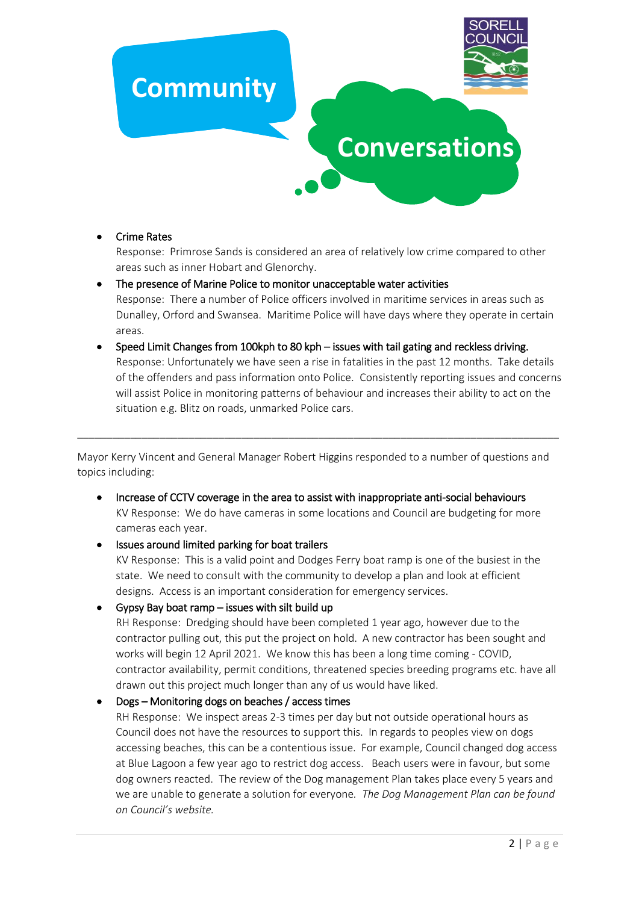# Community Conversations

- Crime Rates
  Response: Primrose Sands is considered an area of relatively low crime compared to other areas such as inner Hobart and Glenorchy.
- The presence of Marine Police to monitor unacceptable water activities
  Response: There a number of Police officers involved in maritime services in areas such as Dunalley, Orford and Swansea. Maritime Police will have days where they operate in certain areas.
- Speed Limit Changes from 100kph to 80 kph – issues with tail gating and reckless driving.
  Response: Unfortunately we have seen a rise in fatalities in the past 12 months. Take details of the offenders and pass information onto Police. Consistently reporting issues and concerns will assist Police in monitoring patterns of behaviour and increases their ability to act on the situation e.g. Blitz on roads, unmarked Police cars.

---

Mayor Kerry Vincent and General Manager Robert Higgins responded to a number of questions and topics including:

- Increase of CCTV coverage in the area to assist with inappropriate anti-social behaviours
  KV Response: We do have cameras in some locations and Council are budgeting for more cameras each year.
- Issues around limited parking for boat trailers
  KV Response: This is a valid point and Dodges Ferry boat ramp is one of the busiest in the state. We need to consult with the community to develop a plan and look at efficient designs. Access is an important consideration for emergency services.
- Gypsy Bay boat ramp – issues with silt build up
  RH Response: Dredging should have been completed 1 year ago, however due to the contractor pulling out, this put the project on hold. A new contractor has been sought and works will begin 12 April 2021. We know this has been a long time coming - COVID, contractor availability, permit conditions, threatened species breeding programs etc. have all drawn out this project much longer than any of us would have liked.
- Dogs – Monitoring dogs on beaches / access times
  RH Response: We inspect areas 2-3 times per day but not outside operational hours as Council does not have the resources to support this. In regards to peoples view on dogs accessing beaches, this can be a contentious issue. For example, Council changed dog access at Blue Lagoon a few year ago to restrict dog access. Beach users were in favour, but some dog owners reacted. The review of the Dog management Plan takes place every 5 years and we are unable to generate a solution for everyone. *The Dog Management Plan can be found on Council's website.*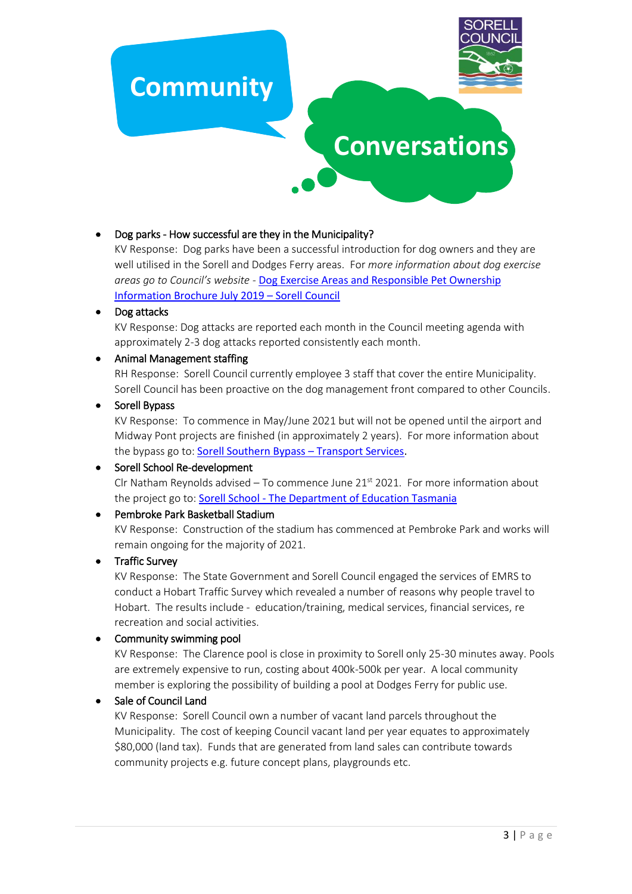# Community Conversations

- Dog parks - How successful are they in the Municipality?
  KV Response: Dog parks have been a successful introduction for dog owners and they are well utilised in the Sorell and Dodges Ferry areas. For *more information about dog exercise areas go to Council's website* - [Dog Exercise Areas and Responsible Pet Ownership Information Brochure July 2019 – Sorell Council]()
- Dog attacks
  KV Response: Dog attacks are reported each month in the Council meeting agenda with approximately 2-3 dog attacks reported consistently each month.
- Animal Management staffing
  RH Response: Sorell Council currently employee 3 staff that cover the entire Municipality. Sorell Council has been proactive on the dog management front compared to other Councils.
- Sorell Bypass
  KV Response: To commence in May/June 2021 but will not be opened until the airport and Midway Pont projects are finished (in approximately 2 years). For more information about the bypass go to: [Sorell Southern Bypass – Transport Services]().
- Sorell School Re-development
  Clr Natham Reynolds advised – To commence June 21st 2021. For more information about the project go to: [Sorell School - The Department of Education Tasmania]()
- Pembroke Park Basketball Stadium
  KV Response: Construction of the stadium has commenced at Pembroke Park and works will remain ongoing for the majority of 2021.
- Traffic Survey
  KV Response: The State Government and Sorell Council engaged the services of EMRS to conduct a Hobart Traffic Survey which revealed a number of reasons why people travel to Hobart. The results include - education/training, medical services, financial services, re recreation and social activities.
- Community swimming pool
  KV Response: The Clarence pool is close in proximity to Sorell only 25-30 minutes away. Pools are extremely expensive to run, costing about 400k-500k per year. A local community member is exploring the possibility of building a pool at Dodges Ferry for public use.
- Sale of Council Land
  KV Response: Sorell Council own a number of vacant land parcels throughout the Municipality. The cost of keeping Council vacant land per year equates to approximately $80,000 (land tax). Funds that are generated from land sales can contribute towards community projects e.g. future concept plans, playgrounds etc.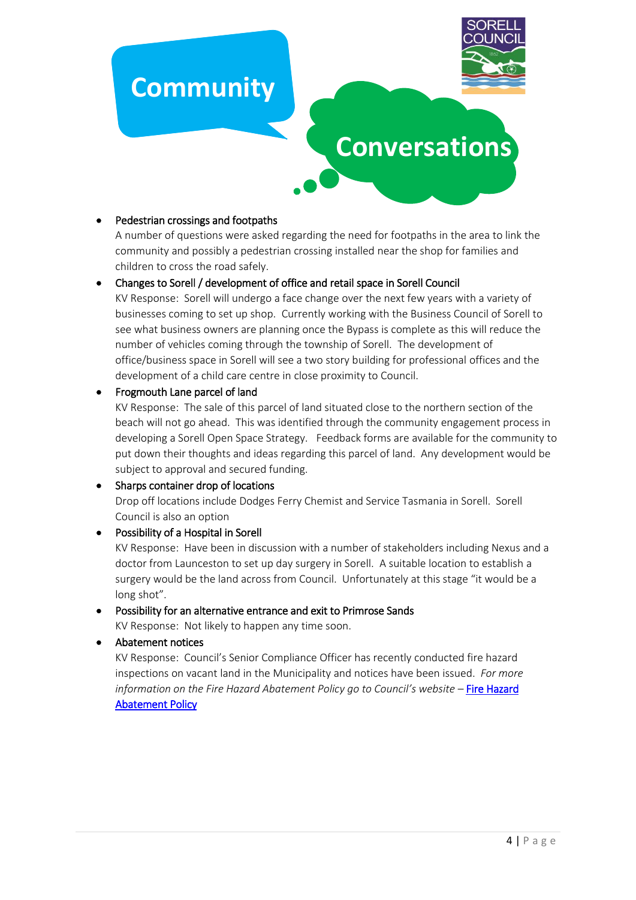# Community Conversations

- Pedestrian crossings and footpaths
  A number of questions were asked regarding the need for footpaths in the area to link the community and possibly a pedestrian crossing installed near the shop for families and children to cross the road safely.

- Changes to Sorell / development of office and retail space in Sorell Council
  KV Response: Sorell will undergo a face change over the next few years with a variety of businesses coming to set up shop. Currently working with the Business Council of Sorell to see what business owners are planning once the Bypass is complete as this will reduce the number of vehicles coming through the township of Sorell. The development of office/business space in Sorell will see a two story building for professional offices and the development of a child care centre in close proximity to Council.

- Frogmouth Lane parcel of land
  KV Response: The sale of this parcel of land situated close to the northern section of the beach will not go ahead. This was identified through the community engagement process in developing a Sorell Open Space Strategy. Feedback forms are available for the community to put down their thoughts and ideas regarding this parcel of land. Any development would be subject to approval and secured funding.

- Sharps container drop of locations
  Drop off locations include Dodges Ferry Chemist and Service Tasmania in Sorell. Sorell Council is also an option

- Possibility of a Hospital in Sorell
  KV Response: Have been in discussion with a number of stakeholders including Nexus and a doctor from Launceston to set up day surgery in Sorell. A suitable location to establish a surgery would be the land across from Council. Unfortunately at this stage "it would be a long shot".

- Possibility for an alternative entrance and exit to Primrose Sands
  KV Response: Not likely to happen any time soon.

- Abatement notices
  KV Response: Council's Senior Compliance Officer has recently conducted fire hazard inspections on vacant land in the Municipality and notices have been issued. *For more information on the Fire Hazard Abatement Policy go to Council's website –* Fire Hazard Abatement Policy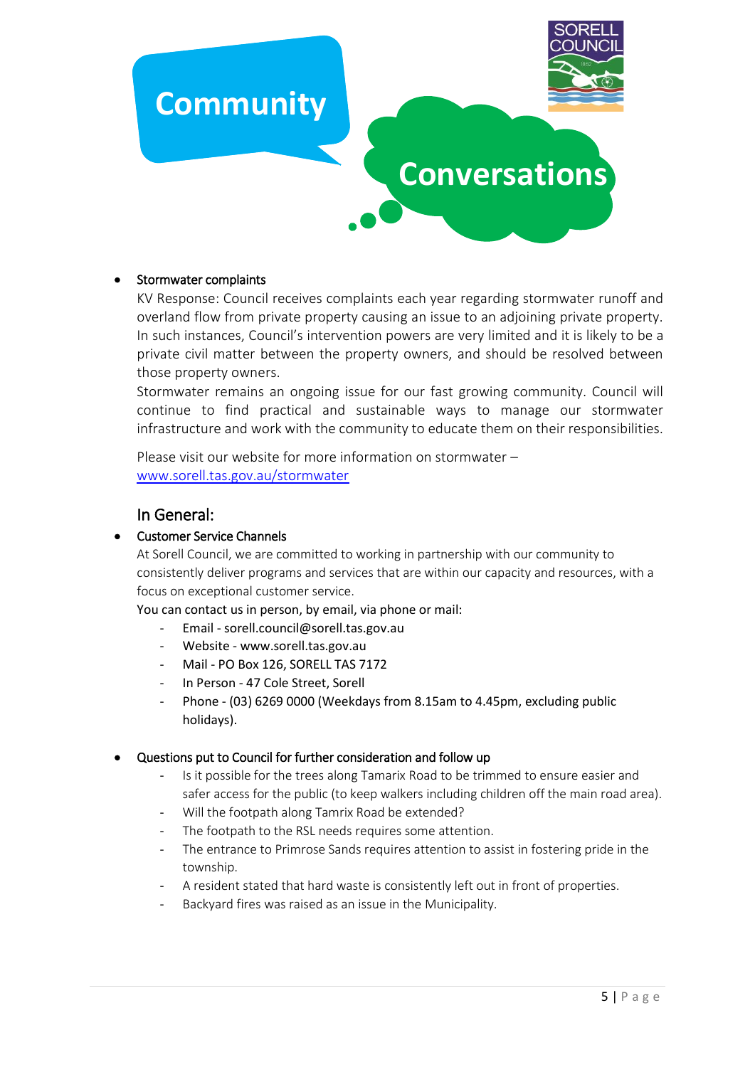- Stormwater complaints

  KV Response: Council receives complaints each year regarding stormwater runoff and overland flow from private property causing an issue to an adjoining private property. In such instances, Council's intervention powers are very limited and it is likely to be a private civil matter between the property owners, and should be resolved between those property owners.

  Stormwater remains an ongoing issue for our fast growing community. Council will continue to find practical and sustainable ways to manage our stormwater infrastructure and work with the community to educate them on their responsibilities.

  Please visit our website for more information on stormwater – www.sorell.tas.gov.au/stormwater

## In General:

- Customer Service Channels

  At Sorell Council, we are committed to working in partnership with our community to consistently deliver programs and services that are within our capacity and resources, with a focus on exceptional customer service.

  You can contact us in person, by email, via phone or mail:

  - Email - sorell.council@sorell.tas.gov.au
  - Website - www.sorell.tas.gov.au
  - Mail - PO Box 126, SORELL TAS 7172
  - In Person - 47 Cole Street, Sorell
  - Phone - (03) 6269 0000 (Weekdays from 8.15am to 4.45pm, excluding public holidays).

- Questions put to Council for further consideration and follow up
  - Is it possible for the trees along Tamarix Road to be trimmed to ensure easier and safer access for the public (to keep walkers including children off the main road area).
  - Will the footpath along Tamrix Road be extended?
  - The footpath to the RSL needs requires some attention.
  - The entrance to Primrose Sands requires attention to assist in fostering pride in the township.
  - A resident stated that hard waste is consistently left out in front of properties.
  - Backyard fires was raised as an issue in the Municipality.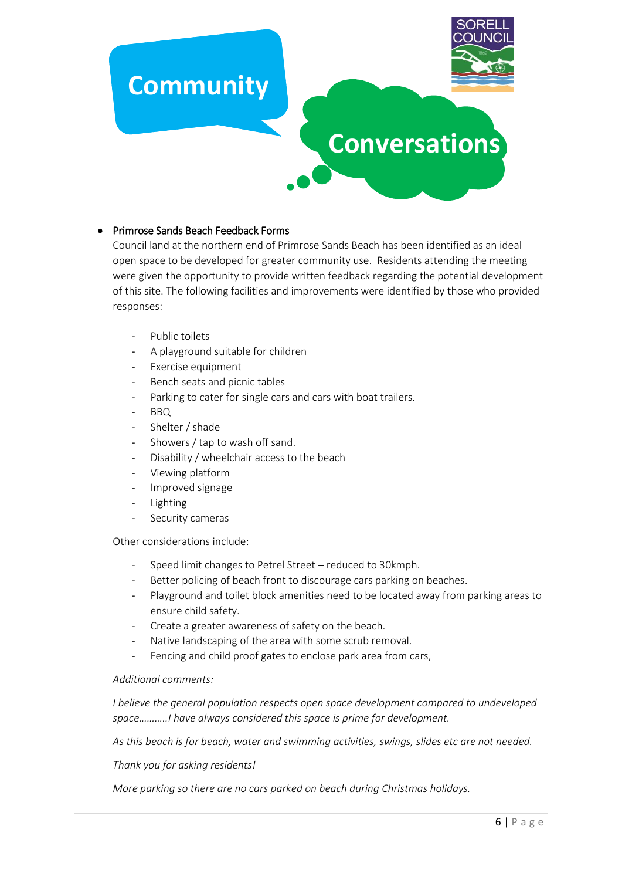# Community Conversations

- Primrose Sands Beach Feedback Forms

  Council land at the northern end of Primrose Sands Beach has been identified as an ideal open space to be developed for greater community use. Residents attending the meeting were given the opportunity to provide written feedback regarding the potential development of this site. The following facilities and improvements were identified by those who provided responses:

  - Public toilets
  - A playground suitable for children
  - Exercise equipment
  - Bench seats and picnic tables
  - Parking to cater for single cars and cars with boat trailers.
  - BBQ
  - Shelter / shade
  - Showers / tap to wash off sand.
  - Disability / wheelchair access to the beach
  - Viewing platform
  - Improved signage
  - Lighting
  - Security cameras

  Other considerations include:

  - Speed limit changes to Petrel Street – reduced to 30kmph.
  - Better policing of beach front to discourage cars parking on beaches.
  - Playground and toilet block amenities need to be located away from parking areas to ensure child safety.
  - Create a greater awareness of safety on the beach.
  - Native landscaping of the area with some scrub removal.
  - Fencing and child proof gates to enclose park area from cars,

  *Additional comments:*

  *I believe the general population respects open space development compared to undeveloped space………..I have always considered this space is prime for development.*

  *As this beach is for beach, water and swimming activities, swings, slides etc are not needed.*

  *Thank you for asking residents!*

  *More parking so there are no cars parked on beach during Christmas holidays.*